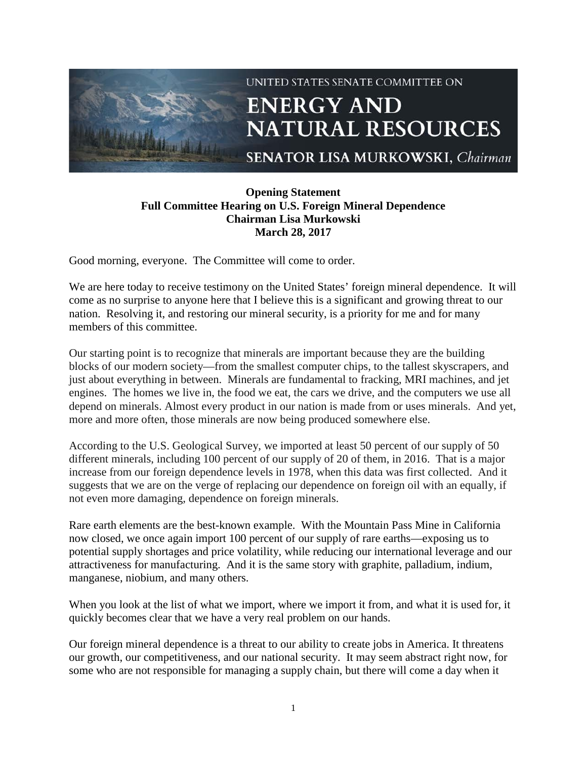UNITED STATES SENATE COMMITTEE ON

# ENERGY AND NATURAL RESOURCES

SENATOR LISA MURKOWSKI, *Chairman*

**Opening Statement**
**Full Committee Hearing on U.S. Foreign Mineral Dependence**
**Chairman Lisa Murkowski**
**March 28, 2017**

Good morning, everyone. The Committee will come to order.

We are here today to receive testimony on the United States' foreign mineral dependence. It will come as no surprise to anyone here that I believe this is a significant and growing threat to our nation. Resolving it, and restoring our mineral security, is a priority for me and for many members of this committee.

Our starting point is to recognize that minerals are important because they are the building blocks of our modern society—from the smallest computer chips, to the tallest skyscrapers, and just about everything in between. Minerals are fundamental to fracking, MRI machines, and jet engines. The homes we live in, the food we eat, the cars we drive, and the computers we use all depend on minerals. Almost every product in our nation is made from or uses minerals. And yet, more and more often, those minerals are now being produced somewhere else.

According to the U.S. Geological Survey, we imported at least 50 percent of our supply of 50 different minerals, including 100 percent of our supply of 20 of them, in 2016. That is a major increase from our foreign dependence levels in 1978, when this data was first collected. And it suggests that we are on the verge of replacing our dependence on foreign oil with an equally, if not even more damaging, dependence on foreign minerals.

Rare earth elements are the best-known example. With the Mountain Pass Mine in California now closed, we once again import 100 percent of our supply of rare earths—exposing us to potential supply shortages and price volatility, while reducing our international leverage and our attractiveness for manufacturing. And it is the same story with graphite, palladium, indium, manganese, niobium, and many others.

When you look at the list of what we import, where we import it from, and what it is used for, it quickly becomes clear that we have a very real problem on our hands.

Our foreign mineral dependence is a threat to our ability to create jobs in America. It threatens our growth, our competitiveness, and our national security. It may seem abstract right now, for some who are not responsible for managing a supply chain, but there will come a day when it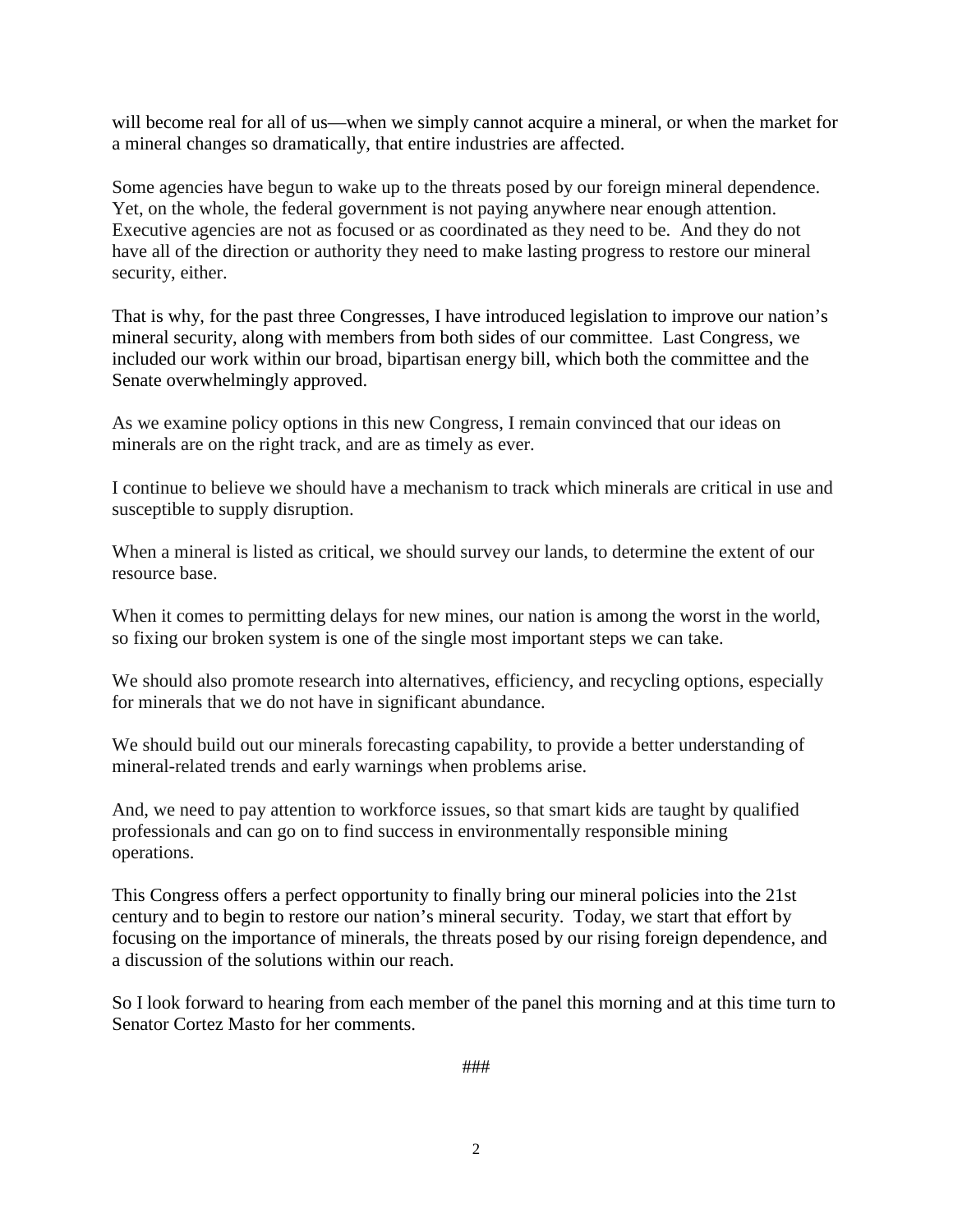will become real for all of us—when we simply cannot acquire a mineral, or when the market for a mineral changes so dramatically, that entire industries are affected.

Some agencies have begun to wake up to the threats posed by our foreign mineral dependence. Yet, on the whole, the federal government is not paying anywhere near enough attention. Executive agencies are not as focused or as coordinated as they need to be. And they do not have all of the direction or authority they need to make lasting progress to restore our mineral security, either.

That is why, for the past three Congresses, I have introduced legislation to improve our nation's mineral security, along with members from both sides of our committee. Last Congress, we included our work within our broad, bipartisan energy bill, which both the committee and the Senate overwhelmingly approved.

As we examine policy options in this new Congress, I remain convinced that our ideas on minerals are on the right track, and are as timely as ever.

I continue to believe we should have a mechanism to track which minerals are critical in use and susceptible to supply disruption.

When a mineral is listed as critical, we should survey our lands, to determine the extent of our resource base.

When it comes to permitting delays for new mines, our nation is among the worst in the world, so fixing our broken system is one of the single most important steps we can take.

We should also promote research into alternatives, efficiency, and recycling options, especially for minerals that we do not have in significant abundance.

We should build out our minerals forecasting capability, to provide a better understanding of mineral-related trends and early warnings when problems arise.

And, we need to pay attention to workforce issues, so that smart kids are taught by qualified professionals and can go on to find success in environmentally responsible mining operations.

This Congress offers a perfect opportunity to finally bring our mineral policies into the 21st century and to begin to restore our nation's mineral security. Today, we start that effort by focusing on the importance of minerals, the threats posed by our rising foreign dependence, and a discussion of the solutions within our reach.

So I look forward to hearing from each member of the panel this morning and at this time turn to Senator Cortez Masto for her comments.

###